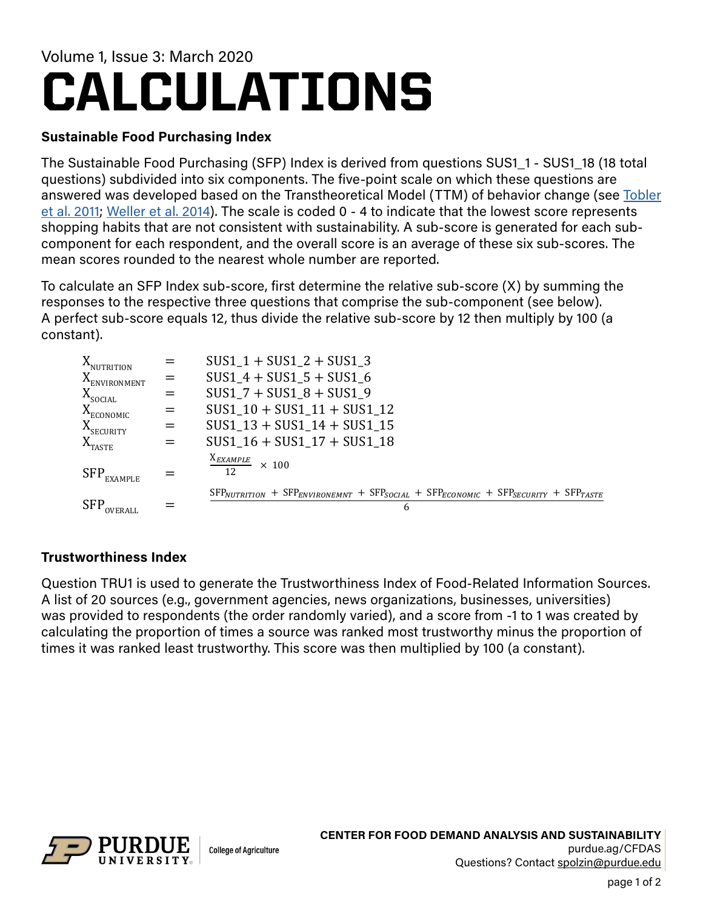Volume 1, Issue 3: March 2020

# CALCULATIONS

### Sustainable Food Purchasing Index

The Sustainable Food Purchasing (SFP) Index is derived from questions SUS1_1 - SUS1_18 (18 total questions) subdivided into six components. The five-point scale on which these questions are answered was developed based on the Transtheoretical Model (TTM) of behavior change (see Tobler et al. 2011; Weller et al. 2014). The scale is coded 0 - 4 to indicate that the lowest score represents shopping habits that are not consistent with sustainability. A sub-score is generated for each sub-component for each respondent, and the overall score is an average of these six sub-scores. The mean scores rounded to the nearest whole number are reported.

To calculate an SFP Index sub-score, first determine the relative sub-score (X) by summing the responses to the respective three questions that comprise the sub-component (see below). A perfect sub-score equals 12, thus divide the relative sub-score by 12 then multiply by 100 (a constant).

$$X_{NUTRITION} = SUS1\_1 + SUS1\_2 + SUS1\_3$$

$$X_{ENVIRONMENT} = SUS1\_4 + SUS1\_5 + SUS1\_6$$

$$X_{SOCIAL} = SUS1\_7 + SUS1\_8 + SUS1\_9$$

$$X_{ECONOMIC} = SUS1\_10 + SUS1\_11 + SUS1\_12$$

$$X_{SECURITY} = SUS1\_13 + SUS1\_14 + SUS1\_15$$

$$X_{TASTE} = SUS1\_16 + SUS1\_17 + SUS1\_18$$

$$SFP_{EXAMPLE} = \frac{X_{EXAMPLE}}{12} \times 100$$

$$SFP_{OVERALL} = \frac{SFP_{NUTRITION} + SFP_{ENVIRONEMNT} + SFP_{SOCIAL} + SFP_{ECONOMIC} + SFP_{SECURITY} + SFP_{TASTE}}{6}$$

### Trustworthiness Index

Question TRU1 is used to generate the Trustworthiness Index of Food-Related Information Sources. A list of 20 sources (e.g., government agencies, news organizations, businesses, universities) was provided to respondents (the order randomly varied), and a score from -1 to 1 was created by calculating the proportion of times a source was ranked most trustworthy minus the proportion of times it was ranked least trustworthy. This score was then multiplied by 100 (a constant).

PURDUE UNIVERSITY College of Agriculture

**CENTER FOR FOOD DEMAND ANALYSIS AND SUSTAINABILITY**
purdue.ag/CFDAS
Questions? Contact spolzin@purdue.edu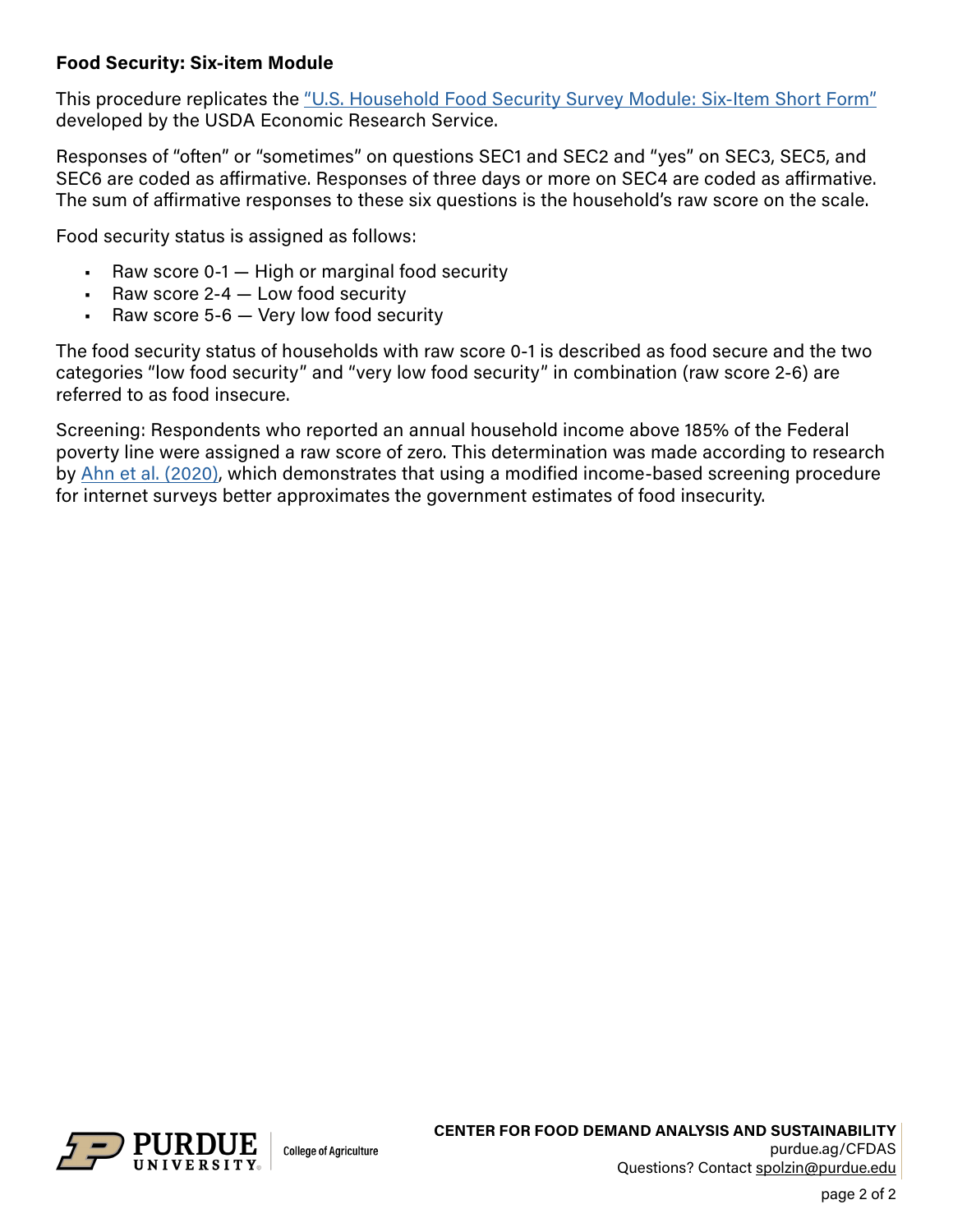**Food Security: Six-item Module**

This procedure replicates the "U.S. Household Food Security Survey Module: Six-Item Short Form" developed by the USDA Economic Research Service.

Responses of "often" or "sometimes" on questions SEC1 and SEC2 and "yes" on SEC3, SEC5, and SEC6 are coded as affirmative. Responses of three days or more on SEC4 are coded as affirmative. The sum of affirmative responses to these six questions is the household's raw score on the scale.

Food security status is assigned as follows:

- Raw score 0-1 — High or marginal food security
- Raw score 2-4 — Low food security
- Raw score 5-6 — Very low food security

The food security status of households with raw score 0-1 is described as food secure and the two categories "low food security" and "very low food security" in combination (raw score 2-6) are referred to as food insecure.

Screening: Respondents who reported an annual household income above 185% of the Federal poverty line were assigned a raw score of zero. This determination was made according to research by Ahn et al. (2020), which demonstrates that using a modified income-based screening procedure for internet surveys better approximates the government estimates of food insecurity.

PURDUE UNIVERSITY College of Agriculture

**CENTER FOR FOOD DEMAND ANALYSIS AND SUSTAINABILITY**
purdue.ag/CFDAS
Questions? Contact spolzin@purdue.edu